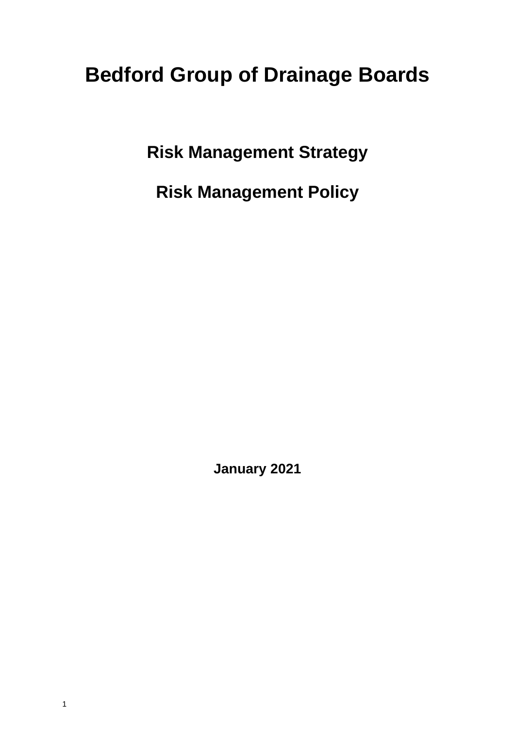# Bedford Group of Drainage Boards

## Risk Management Strategy

## Risk Management Policy

**January 2021**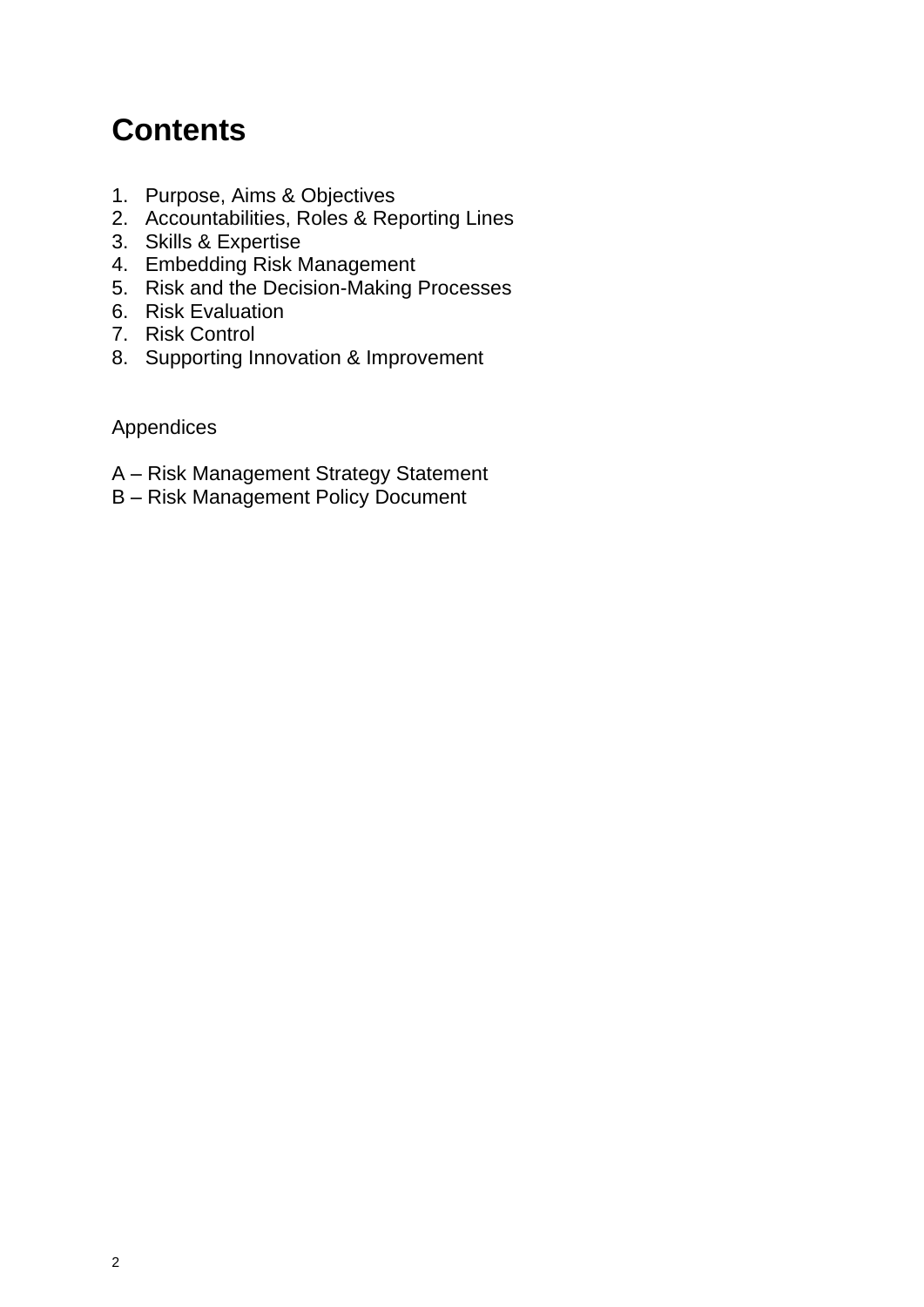# Contents

1. Purpose, Aims & Objectives
2. Accountabilities, Roles & Reporting Lines
3. Skills & Expertise
4. Embedding Risk Management
5. Risk and the Decision-Making Processes
6. Risk Evaluation
7. Risk Control
8. Supporting Innovation & Improvement

Appendices

A – Risk Management Strategy Statement
B – Risk Management Policy Document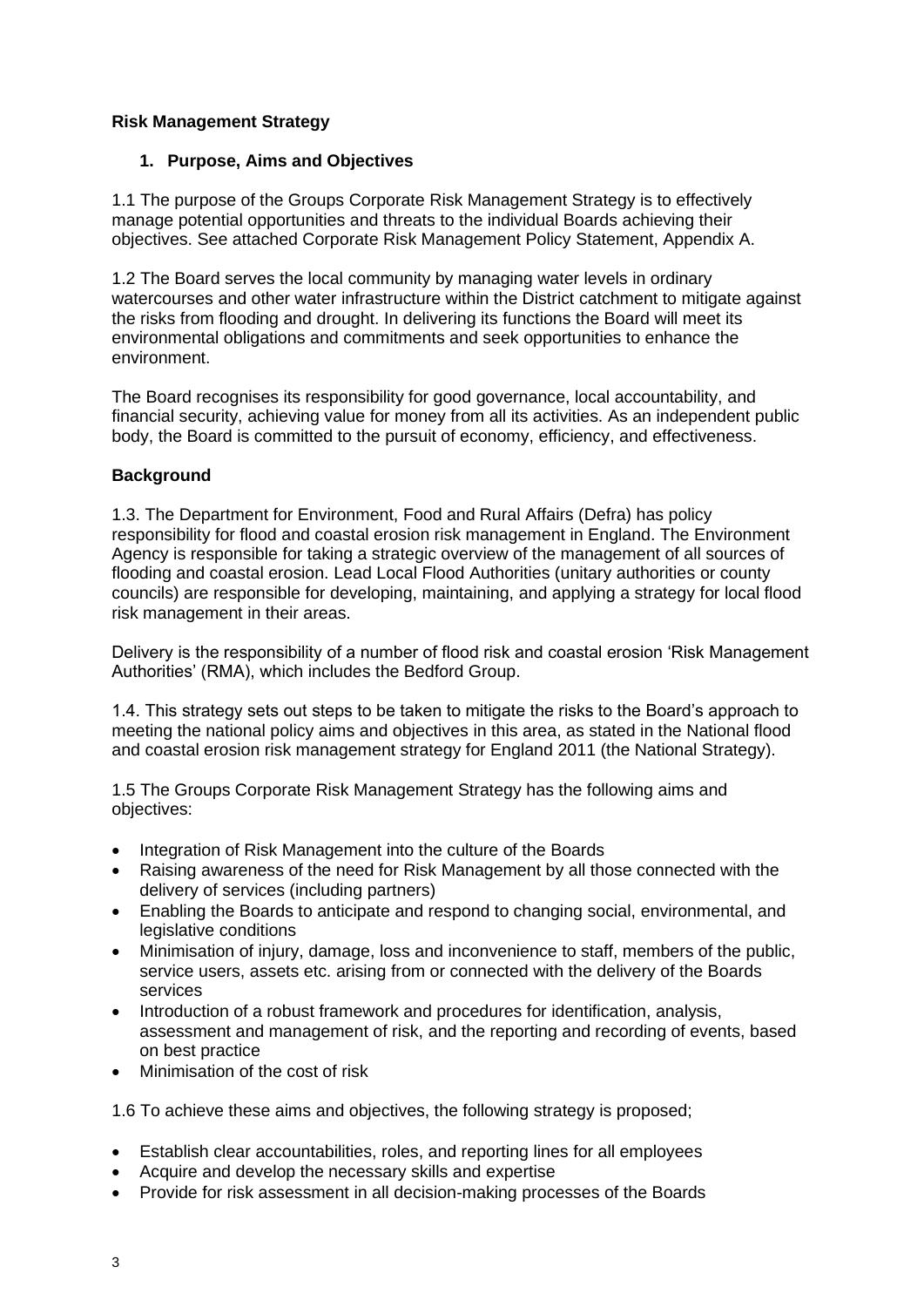**Risk Management Strategy**

**1. Purpose, Aims and Objectives**

1.1 The purpose of the Groups Corporate Risk Management Strategy is to effectively manage potential opportunities and threats to the individual Boards achieving their objectives. See attached Corporate Risk Management Policy Statement, Appendix A.

1.2 The Board serves the local community by managing water levels in ordinary watercourses and other water infrastructure within the District catchment to mitigate against the risks from flooding and drought. In delivering its functions the Board will meet its environmental obligations and commitments and seek opportunities to enhance the environment.

The Board recognises its responsibility for good governance, local accountability, and financial security, achieving value for money from all its activities. As an independent public body, the Board is committed to the pursuit of economy, efficiency, and effectiveness.

**Background**

1.3. The Department for Environment, Food and Rural Affairs (Defra) has policy responsibility for flood and coastal erosion risk management in England. The Environment Agency is responsible for taking a strategic overview of the management of all sources of flooding and coastal erosion. Lead Local Flood Authorities (unitary authorities or county councils) are responsible for developing, maintaining, and applying a strategy for local flood risk management in their areas.

Delivery is the responsibility of a number of flood risk and coastal erosion 'Risk Management Authorities' (RMA), which includes the Bedford Group.

1.4. This strategy sets out steps to be taken to mitigate the risks to the Board's approach to meeting the national policy aims and objectives in this area, as stated in the National flood and coastal erosion risk management strategy for England 2011 (the National Strategy).

1.5 The Groups Corporate Risk Management Strategy has the following aims and objectives:

- Integration of Risk Management into the culture of the Boards
- Raising awareness of the need for Risk Management by all those connected with the delivery of services (including partners)
- Enabling the Boards to anticipate and respond to changing social, environmental, and legislative conditions
- Minimisation of injury, damage, loss and inconvenience to staff, members of the public, service users, assets etc. arising from or connected with the delivery of the Boards services
- Introduction of a robust framework and procedures for identification, analysis, assessment and management of risk, and the reporting and recording of events, based on best practice
- Minimisation of the cost of risk

1.6 To achieve these aims and objectives, the following strategy is proposed;

- Establish clear accountabilities, roles, and reporting lines for all employees
- Acquire and develop the necessary skills and expertise
- Provide for risk assessment in all decision-making processes of the Boards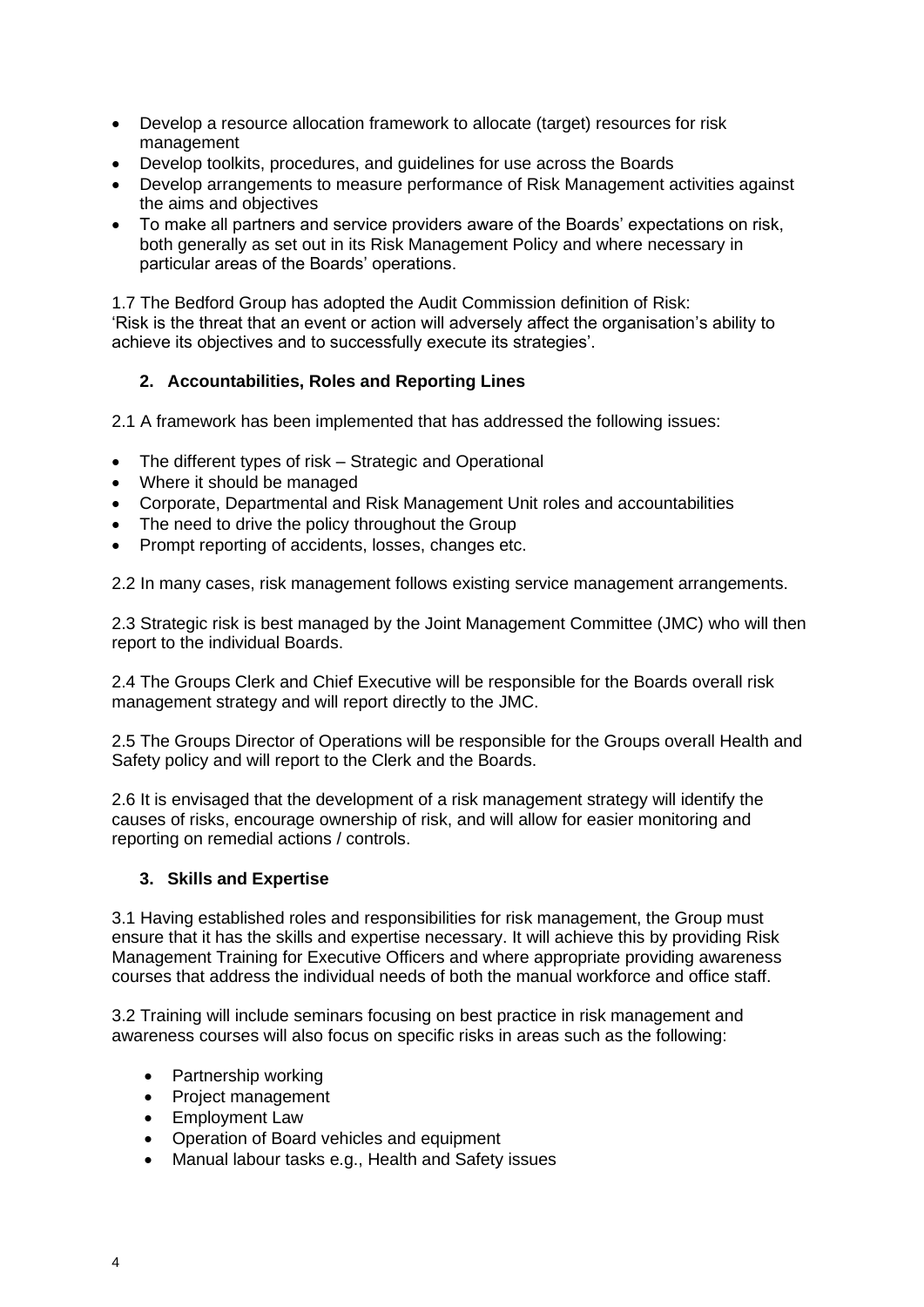- Develop a resource allocation framework to allocate (target) resources for risk management
- Develop toolkits, procedures, and guidelines for use across the Boards
- Develop arrangements to measure performance of Risk Management activities against the aims and objectives
- To make all partners and service providers aware of the Boards' expectations on risk, both generally as set out in its Risk Management Policy and where necessary in particular areas of the Boards' operations.

1.7 The Bedford Group has adopted the Audit Commission definition of Risk: 'Risk is the threat that an event or action will adversely affect the organisation's ability to achieve its objectives and to successfully execute its strategies'.

## 2. Accountabilities, Roles and Reporting Lines

2.1 A framework has been implemented that has addressed the following issues:

- The different types of risk – Strategic and Operational
- Where it should be managed
- Corporate, Departmental and Risk Management Unit roles and accountabilities
- The need to drive the policy throughout the Group
- Prompt reporting of accidents, losses, changes etc.

2.2 In many cases, risk management follows existing service management arrangements.

2.3 Strategic risk is best managed by the Joint Management Committee (JMC) who will then report to the individual Boards.

2.4 The Groups Clerk and Chief Executive will be responsible for the Boards overall risk management strategy and will report directly to the JMC.

2.5 The Groups Director of Operations will be responsible for the Groups overall Health and Safety policy and will report to the Clerk and the Boards.

2.6 It is envisaged that the development of a risk management strategy will identify the causes of risks, encourage ownership of risk, and will allow for easier monitoring and reporting on remedial actions / controls.

## 3. Skills and Expertise

3.1 Having established roles and responsibilities for risk management, the Group must ensure that it has the skills and expertise necessary. It will achieve this by providing Risk Management Training for Executive Officers and where appropriate providing awareness courses that address the individual needs of both the manual workforce and office staff.

3.2 Training will include seminars focusing on best practice in risk management and awareness courses will also focus on specific risks in areas such as the following:

- Partnership working
- Project management
- Employment Law
- Operation of Board vehicles and equipment
- Manual labour tasks e.g., Health and Safety issues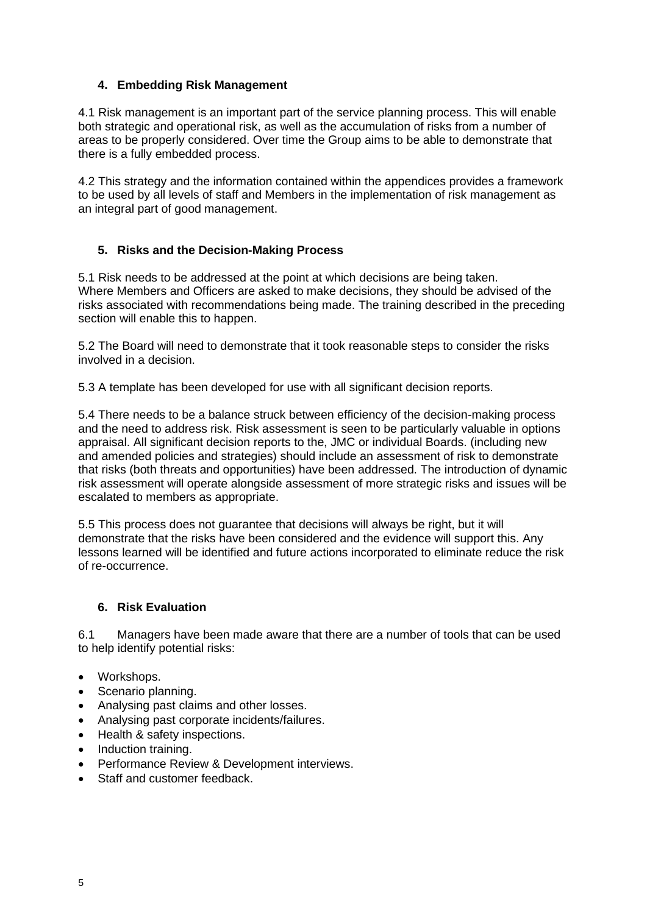## 4. Embedding Risk Management

4.1 Risk management is an important part of the service planning process. This will enable both strategic and operational risk, as well as the accumulation of risks from a number of areas to be properly considered. Over time the Group aims to be able to demonstrate that there is a fully embedded process.

4.2 This strategy and the information contained within the appendices provides a framework to be used by all levels of staff and Members in the implementation of risk management as an integral part of good management.

## 5. Risks and the Decision-Making Process

5.1 Risk needs to be addressed at the point at which decisions are being taken. Where Members and Officers are asked to make decisions, they should be advised of the risks associated with recommendations being made. The training described in the preceding section will enable this to happen.

5.2 The Board will need to demonstrate that it took reasonable steps to consider the risks involved in a decision.

5.3 A template has been developed for use with all significant decision reports.

5.4 There needs to be a balance struck between efficiency of the decision-making process and the need to address risk. Risk assessment is seen to be particularly valuable in options appraisal. All significant decision reports to the, JMC or individual Boards. (including new and amended policies and strategies) should include an assessment of risk to demonstrate that risks (both threats and opportunities) have been addressed. The introduction of dynamic risk assessment will operate alongside assessment of more strategic risks and issues will be escalated to members as appropriate.

5.5 This process does not guarantee that decisions will always be right, but it will demonstrate that the risks have been considered and the evidence will support this. Any lessons learned will be identified and future actions incorporated to eliminate reduce the risk of re-occurrence.

## 6. Risk Evaluation

6.1 Managers have been made aware that there are a number of tools that can be used to help identify potential risks:

- Workshops.
- Scenario planning.
- Analysing past claims and other losses.
- Analysing past corporate incidents/failures.
- Health & safety inspections.
- Induction training.
- Performance Review & Development interviews.
- Staff and customer feedback.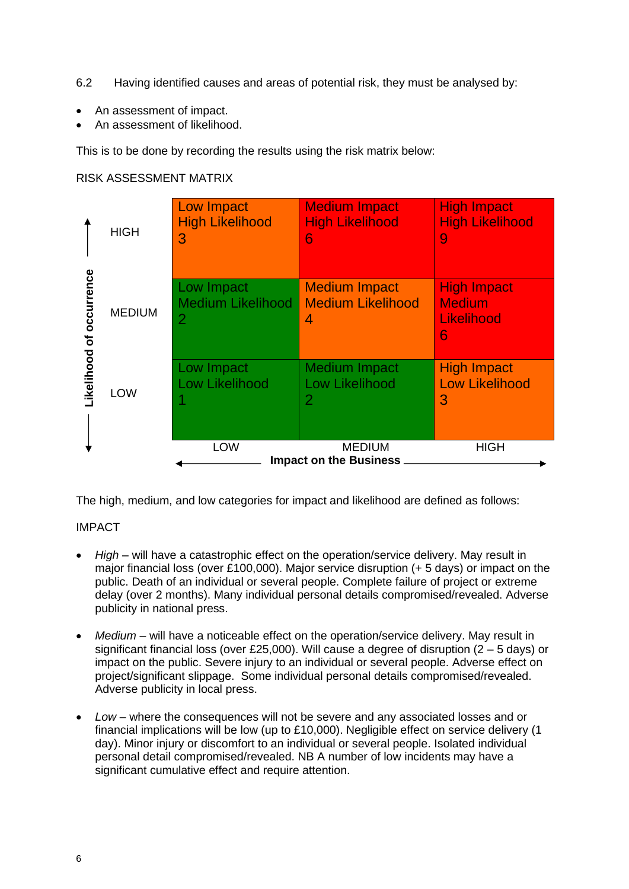6.2 Having identified causes and areas of potential risk, they must be analysed by:

- An assessment of impact.
- An assessment of likelihood.

This is to be done by recording the results using the risk matrix below:

RISK ASSESSMENT MATRIX

| Likelihood of occurrence | LOW (Impact on the Business) | MEDIUM (Impact on the Business) | HIGH (Impact on the Business) |
|---|---|---|---|
| HIGH | Low Impact High Likelihood 3 | Medium Impact High Likelihood 6 | High Impact High Likelihood 9 |
| MEDIUM | Low Impact Medium Likelihood 2 | Medium Impact Medium Likelihood 4 | High Impact Medium Likelihood 6 |
| LOW | Low Impact Low Likelihood 1 | Medium Impact Low Likelihood 2 | High Impact Low Likelihood 3 |

The high, medium, and low categories for impact and likelihood are defined as follows:

IMPACT

- *High* – will have a catastrophic effect on the operation/service delivery. May result in major financial loss (over £100,000). Major service disruption (+ 5 days) or impact on the public. Death of an individual or several people. Complete failure of project or extreme delay (over 2 months). Many individual personal details compromised/revealed. Adverse publicity in national press.

- *Medium* – will have a noticeable effect on the operation/service delivery. May result in significant financial loss (over £25,000). Will cause a degree of disruption (2 – 5 days) or impact on the public. Severe injury to an individual or several people. Adverse effect on project/significant slippage. Some individual personal details compromised/revealed. Adverse publicity in local press.

- *Low* – where the consequences will not be severe and any associated losses and or financial implications will be low (up to £10,000). Negligible effect on service delivery (1 day). Minor injury or discomfort to an individual or several people. Isolated individual personal detail compromised/revealed. NB A number of low incidents may have a significant cumulative effect and require attention.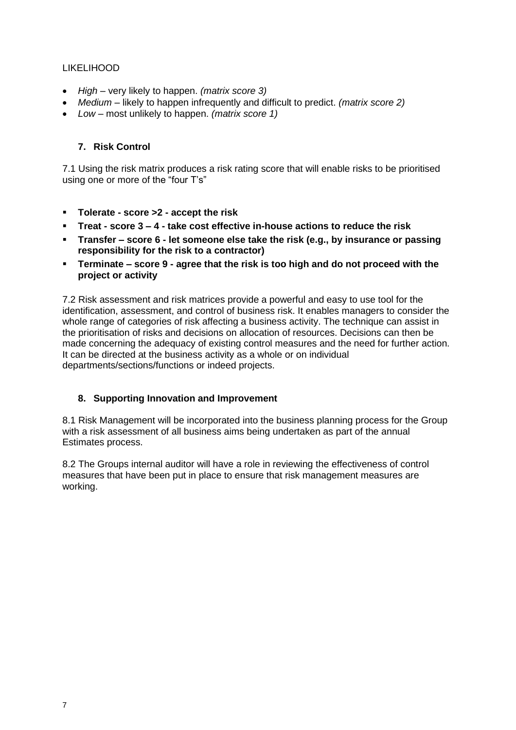LIKELIHOOD

- *High* – very likely to happen. *(matrix score 3)*
- *Medium* – likely to happen infrequently and difficult to predict. *(matrix score 2)*
- *Low* – most unlikely to happen. *(matrix score 1)*

## 7. Risk Control

7.1 Using the risk matrix produces a risk rating score that will enable risks to be prioritised using one or more of the "four T's"

- **Tolerate - score >2 - accept the risk**
- **Treat - score 3 – 4 - take cost effective in-house actions to reduce the risk**
- **Transfer – score 6 - let someone else take the risk (e.g., by insurance or passing responsibility for the risk to a contractor)**
- **Terminate – score 9 - agree that the risk is too high and do not proceed with the project or activity**

7.2 Risk assessment and risk matrices provide a powerful and easy to use tool for the identification, assessment, and control of business risk. It enables managers to consider the whole range of categories of risk affecting a business activity. The technique can assist in the prioritisation of risks and decisions on allocation of resources. Decisions can then be made concerning the adequacy of existing control measures and the need for further action. It can be directed at the business activity as a whole or on individual departments/sections/functions or indeed projects.

## 8. Supporting Innovation and Improvement

8.1 Risk Management will be incorporated into the business planning process for the Group with a risk assessment of all business aims being undertaken as part of the annual Estimates process.

8.2 The Groups internal auditor will have a role in reviewing the effectiveness of control measures that have been put in place to ensure that risk management measures are working.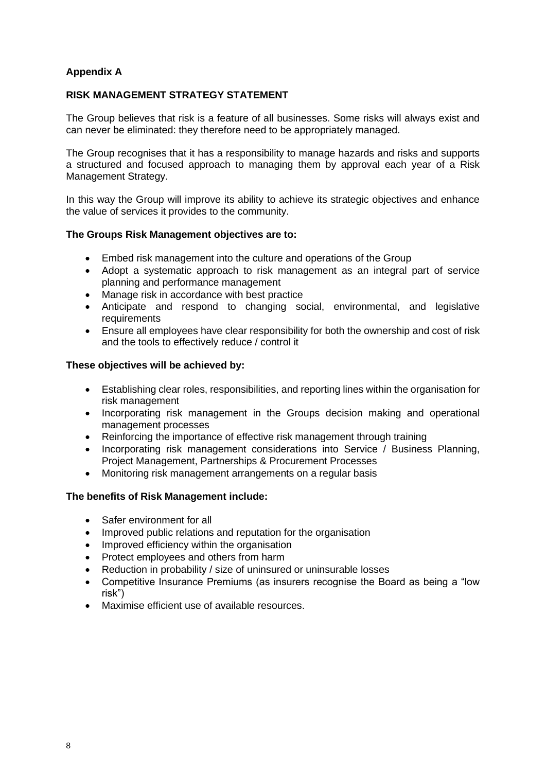**Appendix A**

**RISK MANAGEMENT STRATEGY STATEMENT**

The Group believes that risk is a feature of all businesses. Some risks will always exist and can never be eliminated: they therefore need to be appropriately managed.

The Group recognises that it has a responsibility to manage hazards and risks and supports a structured and focused approach to managing them by approval each year of a Risk Management Strategy.

In this way the Group will improve its ability to achieve its strategic objectives and enhance the value of services it provides to the community.

**The Groups Risk Management objectives are to:**

- Embed risk management into the culture and operations of the Group
- Adopt a systematic approach to risk management as an integral part of service planning and performance management
- Manage risk in accordance with best practice
- Anticipate and respond to changing social, environmental, and legislative requirements
- Ensure all employees have clear responsibility for both the ownership and cost of risk and the tools to effectively reduce / control it

**These objectives will be achieved by:**

- Establishing clear roles, responsibilities, and reporting lines within the organisation for risk management
- Incorporating risk management in the Groups decision making and operational management processes
- Reinforcing the importance of effective risk management through training
- Incorporating risk management considerations into Service / Business Planning, Project Management, Partnerships & Procurement Processes
- Monitoring risk management arrangements on a regular basis

**The benefits of Risk Management include:**

- Safer environment for all
- Improved public relations and reputation for the organisation
- Improved efficiency within the organisation
- Protect employees and others from harm
- Reduction in probability / size of uninsured or uninsurable losses
- Competitive Insurance Premiums (as insurers recognise the Board as being a "low risk")
- Maximise efficient use of available resources.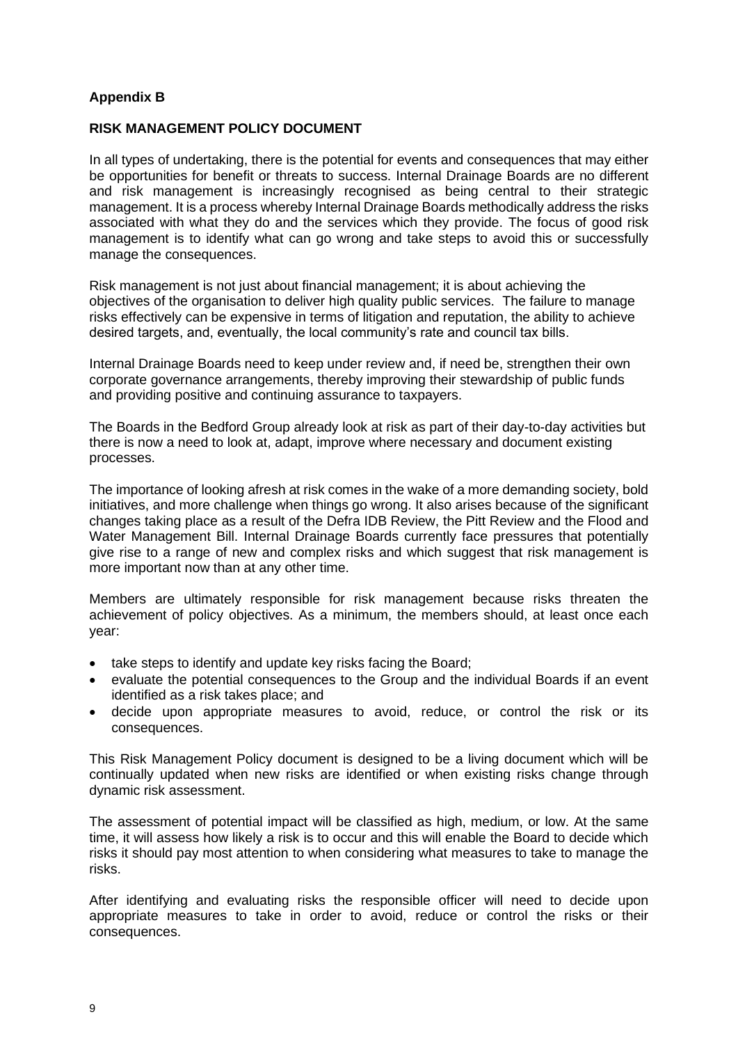**Appendix B**

**RISK MANAGEMENT POLICY DOCUMENT**

In all types of undertaking, there is the potential for events and consequences that may either be opportunities for benefit or threats to success. Internal Drainage Boards are no different and risk management is increasingly recognised as being central to their strategic management. It is a process whereby Internal Drainage Boards methodically address the risks associated with what they do and the services which they provide. The focus of good risk management is to identify what can go wrong and take steps to avoid this or successfully manage the consequences.

Risk management is not just about financial management; it is about achieving the objectives of the organisation to deliver high quality public services. The failure to manage risks effectively can be expensive in terms of litigation and reputation, the ability to achieve desired targets, and, eventually, the local community's rate and council tax bills.

Internal Drainage Boards need to keep under review and, if need be, strengthen their own corporate governance arrangements, thereby improving their stewardship of public funds and providing positive and continuing assurance to taxpayers.

The Boards in the Bedford Group already look at risk as part of their day-to-day activities but there is now a need to look at, adapt, improve where necessary and document existing processes.

The importance of looking afresh at risk comes in the wake of a more demanding society, bold initiatives, and more challenge when things go wrong. It also arises because of the significant changes taking place as a result of the Defra IDB Review, the Pitt Review and the Flood and Water Management Bill. Internal Drainage Boards currently face pressures that potentially give rise to a range of new and complex risks and which suggest that risk management is more important now than at any other time.

Members are ultimately responsible for risk management because risks threaten the achievement of policy objectives. As a minimum, the members should, at least once each year:

- take steps to identify and update key risks facing the Board;
- evaluate the potential consequences to the Group and the individual Boards if an event identified as a risk takes place; and
- decide upon appropriate measures to avoid, reduce, or control the risk or its consequences.

This Risk Management Policy document is designed to be a living document which will be continually updated when new risks are identified or when existing risks change through dynamic risk assessment.

The assessment of potential impact will be classified as high, medium, or low. At the same time, it will assess how likely a risk is to occur and this will enable the Board to decide which risks it should pay most attention to when considering what measures to take to manage the risks.

After identifying and evaluating risks the responsible officer will need to decide upon appropriate measures to take in order to avoid, reduce or control the risks or their consequences.